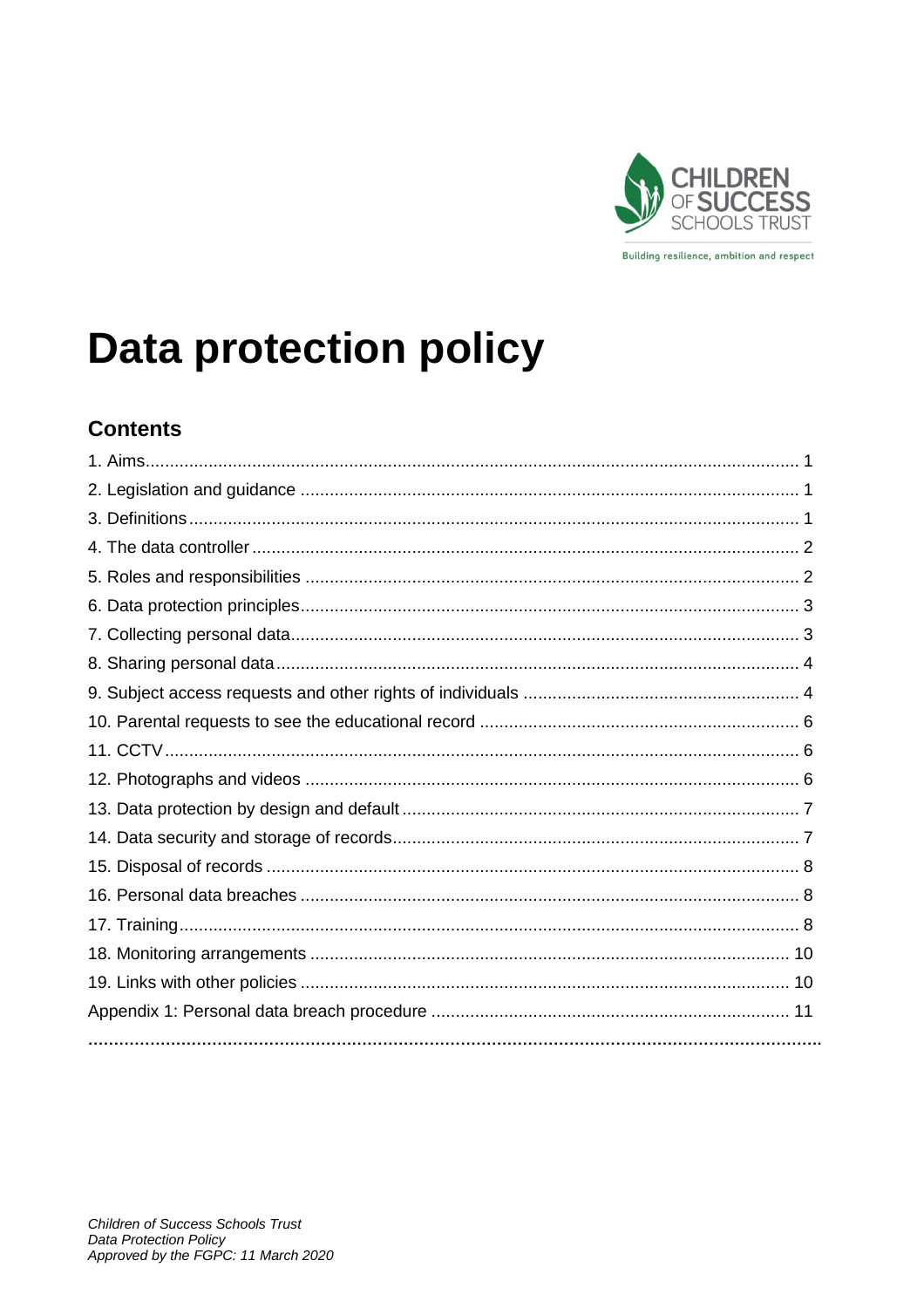CHILDREN OF SUCCESS SCHOOLS TRUST

Building resilience, ambition and respect

# Data protection policy

## Contents

1. Aims ........................................................................ 1
2. Legislation and guidance ........................................................................ 1
3. Definitions ........................................................................ 1
4. The data controller ........................................................................ 2
5. Roles and responsibilities ........................................................................ 2
6. Data protection principles ........................................................................ 3
7. Collecting personal data ........................................................................ 3
8. Sharing personal data ........................................................................ 4
9. Subject access requests and other rights of individuals ........................................................................ 4
10. Parental requests to see the educational record ........................................................................ 6
11. CCTV ........................................................................ 6
12. Photographs and videos ........................................................................ 6
13. Data protection by design and default ........................................................................ 7
14. Data security and storage of records ........................................................................ 7
15. Disposal of records ........................................................................ 8
16. Personal data breaches ........................................................................ 8
17. Training ........................................................................ 8
18. Monitoring arrangements ........................................................................ 10
19. Links with other policies ........................................................................ 10

Appendix 1: Personal data breach procedure ........................................................................ 11

*Children of Success Schools Trust*
*Data Protection Policy*
*Approved by the FGPC: 11 March 2020*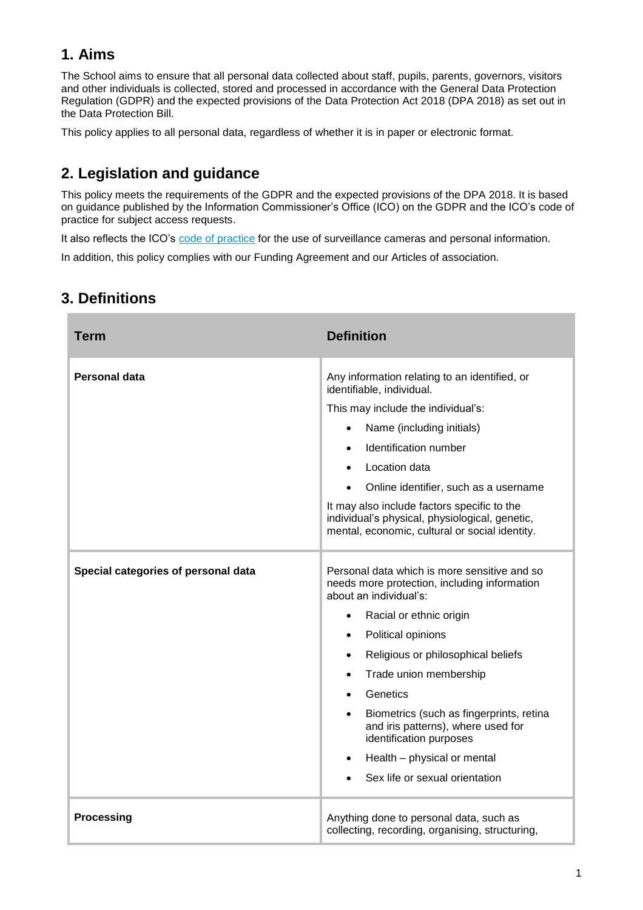## 1. Aims

The School aims to ensure that all personal data collected about staff, pupils, parents, governors, visitors and other individuals is collected, stored and processed in accordance with the General Data Protection Regulation (GDPR) and the expected provisions of the Data Protection Act 2018 (DPA 2018) as set out in the Data Protection Bill.

This policy applies to all personal data, regardless of whether it is in paper or electronic format.

## 2. Legislation and guidance

This policy meets the requirements of the GDPR and the expected provisions of the DPA 2018. It is based on guidance published by the Information Commissioner's Office (ICO) on the GDPR and the ICO's code of practice for subject access requests.

It also reflects the ICO's code of practice for the use of surveillance cameras and personal information.

In addition, this policy complies with our Funding Agreement and our Articles of association.

## 3. Definitions

| Term | Definition |
|---|---|
| **Personal data** | Any information relating to an identified, or identifiable, individual.<br>This may include the individual's:<br>• Name (including initials)<br>• Identification number<br>• Location data<br>• Online identifier, such as a username<br>It may also include factors specific to the individual's physical, physiological, genetic, mental, economic, cultural or social identity. |
| **Special categories of personal data** | Personal data which is more sensitive and so needs more protection, including information about an individual's:<br>• Racial or ethnic origin<br>• Political opinions<br>• Religious or philosophical beliefs<br>• Trade union membership<br>• Genetics<br>• Biometrics (such as fingerprints, retina and iris patterns), where used for identification purposes<br>• Health – physical or mental<br>• Sex life or sexual orientation |
| **Processing** | Anything done to personal data, such as collecting, recording, organising, structuring, |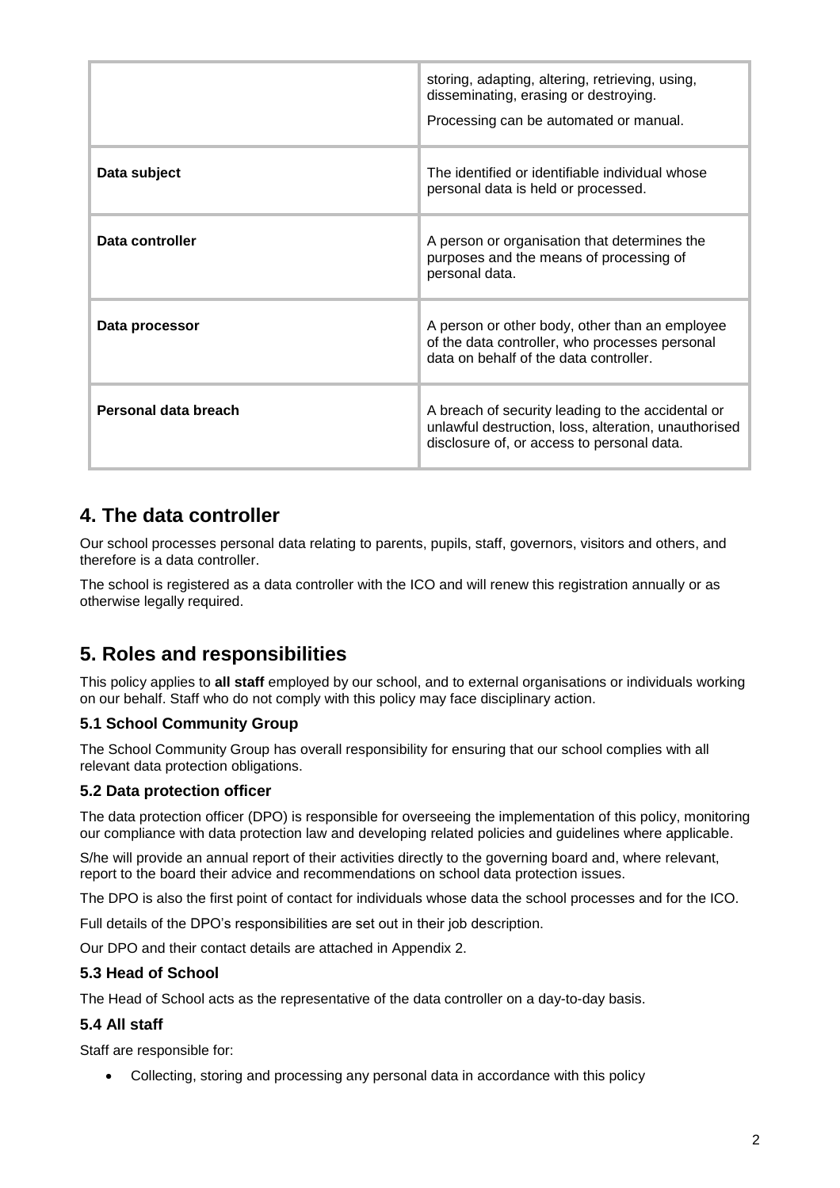| | |
|---|---|
| | storing, adapting, altering, retrieving, using, disseminating, erasing or destroying.<br><br>Processing can be automated or manual. |
| **Data subject** | The identified or identifiable individual whose personal data is held or processed. |
| **Data controller** | A person or organisation that determines the purposes and the means of processing of personal data. |
| **Data processor** | A person or other body, other than an employee of the data controller, who processes personal data on behalf of the data controller. |
| **Personal data breach** | A breach of security leading to the accidental or unlawful destruction, loss, alteration, unauthorised disclosure of, or access to personal data. |

## 4. The data controller

Our school processes personal data relating to parents, pupils, staff, governors, visitors and others, and therefore is a data controller.

The school is registered as a data controller with the ICO and will renew this registration annually or as otherwise legally required.

## 5. Roles and responsibilities

This policy applies to **all staff** employed by our school, and to external organisations or individuals working on our behalf. Staff who do not comply with this policy may face disciplinary action.

### 5.1 School Community Group

The School Community Group has overall responsibility for ensuring that our school complies with all relevant data protection obligations.

### 5.2 Data protection officer

The data protection officer (DPO) is responsible for overseeing the implementation of this policy, monitoring our compliance with data protection law and developing related policies and guidelines where applicable.

S/he will provide an annual report of their activities directly to the governing board and, where relevant, report to the board their advice and recommendations on school data protection issues.

The DPO is also the first point of contact for individuals whose data the school processes and for the ICO.

Full details of the DPO's responsibilities are set out in their job description.

Our DPO and their contact details are attached in Appendix 2.

### 5.3 Head of School

The Head of School acts as the representative of the data controller on a day-to-day basis.

### 5.4 All staff

Staff are responsible for:

- Collecting, storing and processing any personal data in accordance with this policy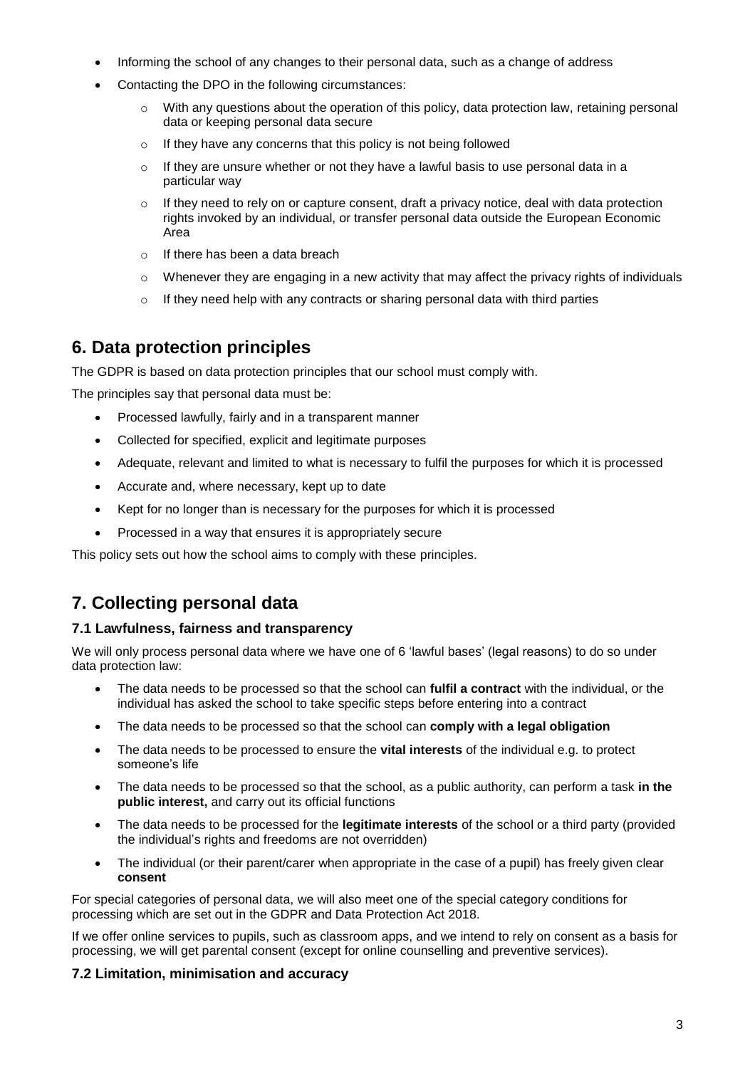- Informing the school of any changes to their personal data, such as a change of address
- Contacting the DPO in the following circumstances:
    - With any questions about the operation of this policy, data protection law, retaining personal data or keeping personal data secure
    - If they have any concerns that this policy is not being followed
    - If they are unsure whether or not they have a lawful basis to use personal data in a particular way
    - If they need to rely on or capture consent, draft a privacy notice, deal with data protection rights invoked by an individual, or transfer personal data outside the European Economic Area
    - If there has been a data breach
    - Whenever they are engaging in a new activity that may affect the privacy rights of individuals
    - If they need help with any contracts or sharing personal data with third parties

## 6. Data protection principles

The GDPR is based on data protection principles that our school must comply with.

The principles say that personal data must be:

- Processed lawfully, fairly and in a transparent manner
- Collected for specified, explicit and legitimate purposes
- Adequate, relevant and limited to what is necessary to fulfil the purposes for which it is processed
- Accurate and, where necessary, kept up to date
- Kept for no longer than is necessary for the purposes for which it is processed
- Processed in a way that ensures it is appropriately secure

This policy sets out how the school aims to comply with these principles.

## 7. Collecting personal data

### 7.1 Lawfulness, fairness and transparency

We will only process personal data where we have one of 6 'lawful bases' (legal reasons) to do so under data protection law:

- The data needs to be processed so that the school can **fulfil a contract** with the individual, or the individual has asked the school to take specific steps before entering into a contract
- The data needs to be processed so that the school can **comply with a legal obligation**
- The data needs to be processed to ensure the **vital interests** of the individual e.g. to protect someone's life
- The data needs to be processed so that the school, as a public authority, can perform a task **in the public interest,** and carry out its official functions
- The data needs to be processed for the **legitimate interests** of the school or a third party (provided the individual's rights and freedoms are not overridden)
- The individual (or their parent/carer when appropriate in the case of a pupil) has freely given clear **consent**

For special categories of personal data, we will also meet one of the special category conditions for processing which are set out in the GDPR and Data Protection Act 2018.

If we offer online services to pupils, such as classroom apps, and we intend to rely on consent as a basis for processing, we will get parental consent (except for online counselling and preventive services).

### 7.2 Limitation, minimisation and accuracy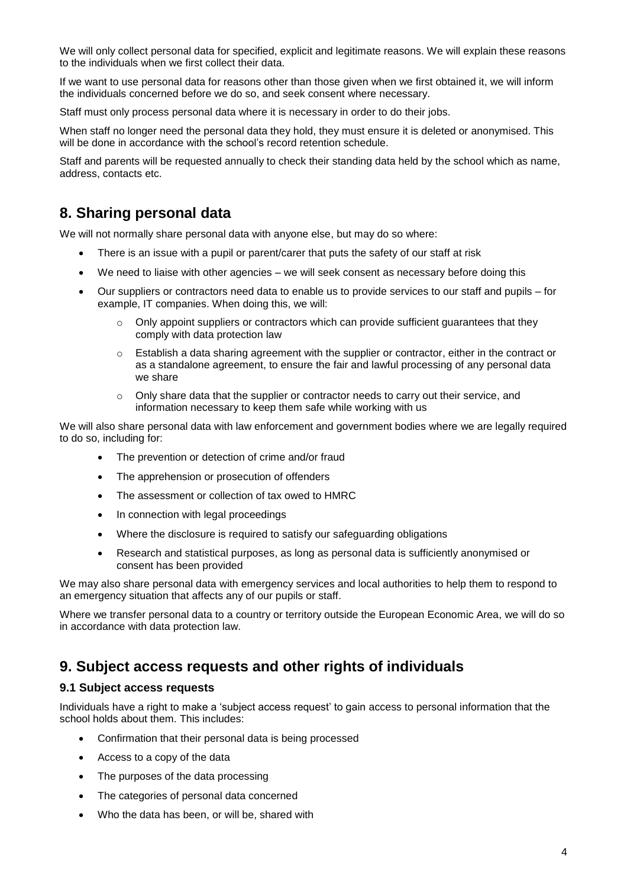We will only collect personal data for specified, explicit and legitimate reasons. We will explain these reasons to the individuals when we first collect their data.

If we want to use personal data for reasons other than those given when we first obtained it, we will inform the individuals concerned before we do so, and seek consent where necessary.

Staff must only process personal data where it is necessary in order to do their jobs.

When staff no longer need the personal data they hold, they must ensure it is deleted or anonymised. This will be done in accordance with the school's record retention schedule.

Staff and parents will be requested annually to check their standing data held by the school which as name, address, contacts etc.

## 8. Sharing personal data

We will not normally share personal data with anyone else, but may do so where:

- There is an issue with a pupil or parent/carer that puts the safety of our staff at risk
- We need to liaise with other agencies – we will seek consent as necessary before doing this
- Our suppliers or contractors need data to enable us to provide services to our staff and pupils – for example, IT companies. When doing this, we will:
    - Only appoint suppliers or contractors which can provide sufficient guarantees that they comply with data protection law
    - Establish a data sharing agreement with the supplier or contractor, either in the contract or as a standalone agreement, to ensure the fair and lawful processing of any personal data we share
    - Only share data that the supplier or contractor needs to carry out their service, and information necessary to keep them safe while working with us

We will also share personal data with law enforcement and government bodies where we are legally required to do so, including for:

- The prevention or detection of crime and/or fraud
- The apprehension or prosecution of offenders
- The assessment or collection of tax owed to HMRC
- In connection with legal proceedings
- Where the disclosure is required to satisfy our safeguarding obligations
- Research and statistical purposes, as long as personal data is sufficiently anonymised or consent has been provided

We may also share personal data with emergency services and local authorities to help them to respond to an emergency situation that affects any of our pupils or staff.

Where we transfer personal data to a country or territory outside the European Economic Area, we will do so in accordance with data protection law.

## 9. Subject access requests and other rights of individuals

### 9.1 Subject access requests

Individuals have a right to make a 'subject access request' to gain access to personal information that the school holds about them. This includes:

- Confirmation that their personal data is being processed
- Access to a copy of the data
- The purposes of the data processing
- The categories of personal data concerned
- Who the data has been, or will be, shared with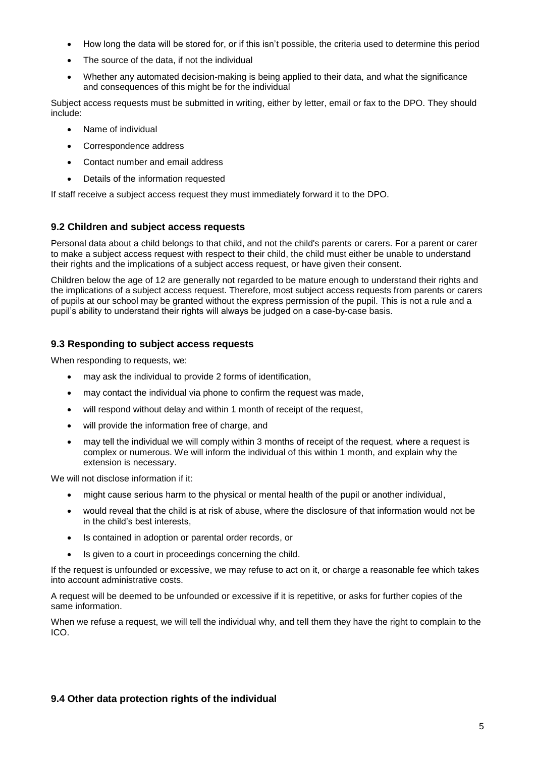- How long the data will be stored for, or if this isn't possible, the criteria used to determine this period
- The source of the data, if not the individual
- Whether any automated decision-making is being applied to their data, and what the significance and consequences of this might be for the individual

Subject access requests must be submitted in writing, either by letter, email or fax to the DPO. They should include:

- Name of individual
- Correspondence address
- Contact number and email address
- Details of the information requested

If staff receive a subject access request they must immediately forward it to the DPO.

### 9.2 Children and subject access requests

Personal data about a child belongs to that child, and not the child's parents or carers. For a parent or carer to make a subject access request with respect to their child, the child must either be unable to understand their rights and the implications of a subject access request, or have given their consent.

Children below the age of 12 are generally not regarded to be mature enough to understand their rights and the implications of a subject access request. Therefore, most subject access requests from parents or carers of pupils at our school may be granted without the express permission of the pupil. This is not a rule and a pupil's ability to understand their rights will always be judged on a case-by-case basis.

### 9.3 Responding to subject access requests

When responding to requests, we:

- may ask the individual to provide 2 forms of identification,
- may contact the individual via phone to confirm the request was made,
- will respond without delay and within 1 month of receipt of the request,
- will provide the information free of charge, and
- may tell the individual we will comply within 3 months of receipt of the request, where a request is complex or numerous. We will inform the individual of this within 1 month, and explain why the extension is necessary.

We will not disclose information if it:

- might cause serious harm to the physical or mental health of the pupil or another individual,
- would reveal that the child is at risk of abuse, where the disclosure of that information would not be in the child's best interests,
- Is contained in adoption or parental order records, or
- Is given to a court in proceedings concerning the child.

If the request is unfounded or excessive, we may refuse to act on it, or charge a reasonable fee which takes into account administrative costs.

A request will be deemed to be unfounded or excessive if it is repetitive, or asks for further copies of the same information.

When we refuse a request, we will tell the individual why, and tell them they have the right to complain to the ICO.

### 9.4 Other data protection rights of the individual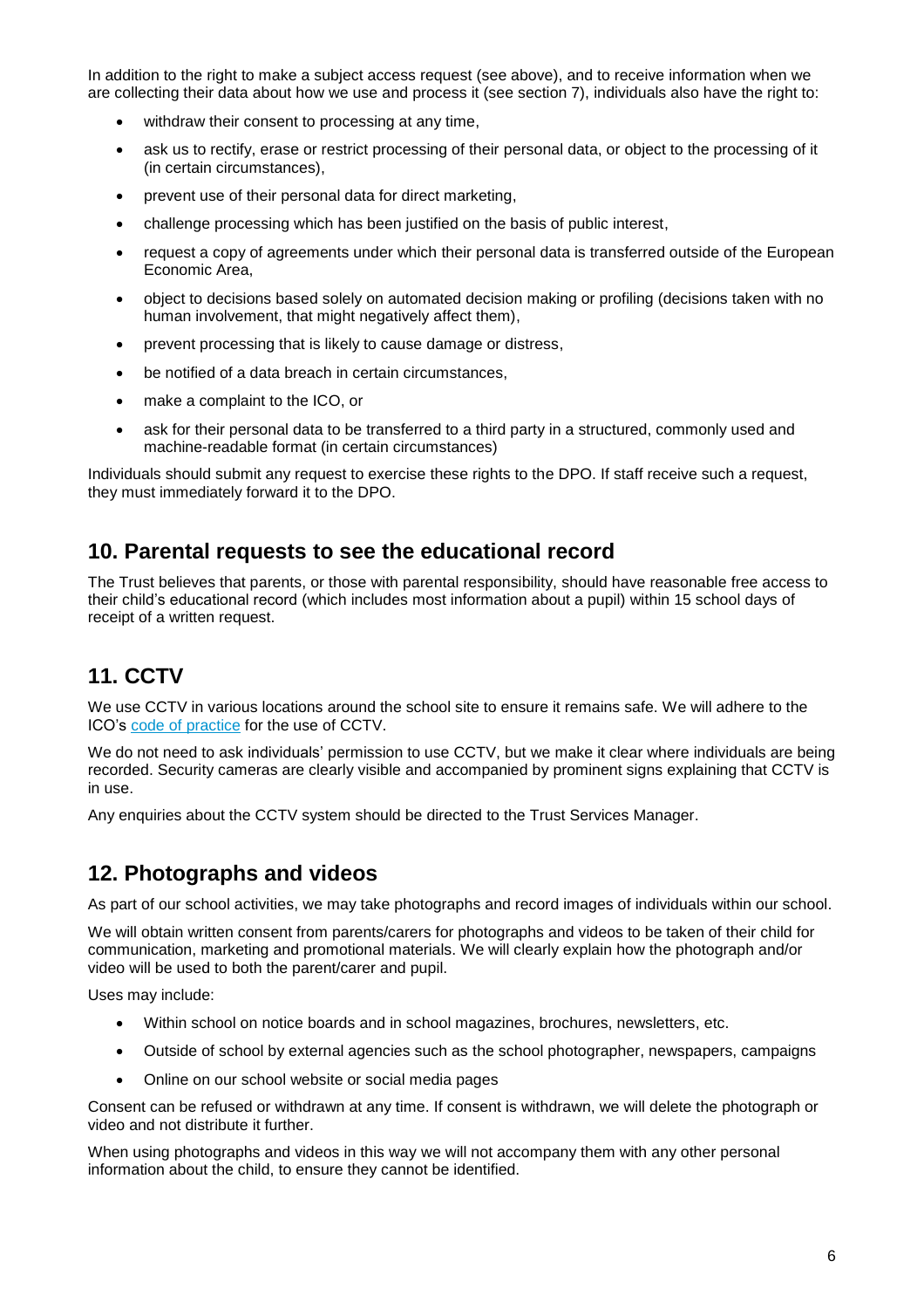In addition to the right to make a subject access request (see above), and to receive information when we are collecting their data about how we use and process it (see section 7), individuals also have the right to:

- withdraw their consent to processing at any time,
- ask us to rectify, erase or restrict processing of their personal data, or object to the processing of it (in certain circumstances),
- prevent use of their personal data for direct marketing,
- challenge processing which has been justified on the basis of public interest,
- request a copy of agreements under which their personal data is transferred outside of the European Economic Area,
- object to decisions based solely on automated decision making or profiling (decisions taken with no human involvement, that might negatively affect them),
- prevent processing that is likely to cause damage or distress,
- be notified of a data breach in certain circumstances,
- make a complaint to the ICO, or
- ask for their personal data to be transferred to a third party in a structured, commonly used and machine-readable format (in certain circumstances)

Individuals should submit any request to exercise these rights to the DPO. If staff receive such a request, they must immediately forward it to the DPO.

## 10. Parental requests to see the educational record

The Trust believes that parents, or those with parental responsibility, should have reasonable free access to their child's educational record (which includes most information about a pupil) within 15 school days of receipt of a written request.

## 11. CCTV

We use CCTV in various locations around the school site to ensure it remains safe. We will adhere to the ICO's code of practice for the use of CCTV.

We do not need to ask individuals' permission to use CCTV, but we make it clear where individuals are being recorded. Security cameras are clearly visible and accompanied by prominent signs explaining that CCTV is in use.

Any enquiries about the CCTV system should be directed to the Trust Services Manager.

## 12. Photographs and videos

As part of our school activities, we may take photographs and record images of individuals within our school.

We will obtain written consent from parents/carers for photographs and videos to be taken of their child for communication, marketing and promotional materials. We will clearly explain how the photograph and/or video will be used to both the parent/carer and pupil.

Uses may include:

- Within school on notice boards and in school magazines, brochures, newsletters, etc.
- Outside of school by external agencies such as the school photographer, newspapers, campaigns
- Online on our school website or social media pages

Consent can be refused or withdrawn at any time. If consent is withdrawn, we will delete the photograph or video and not distribute it further.

When using photographs and videos in this way we will not accompany them with any other personal information about the child, to ensure they cannot be identified.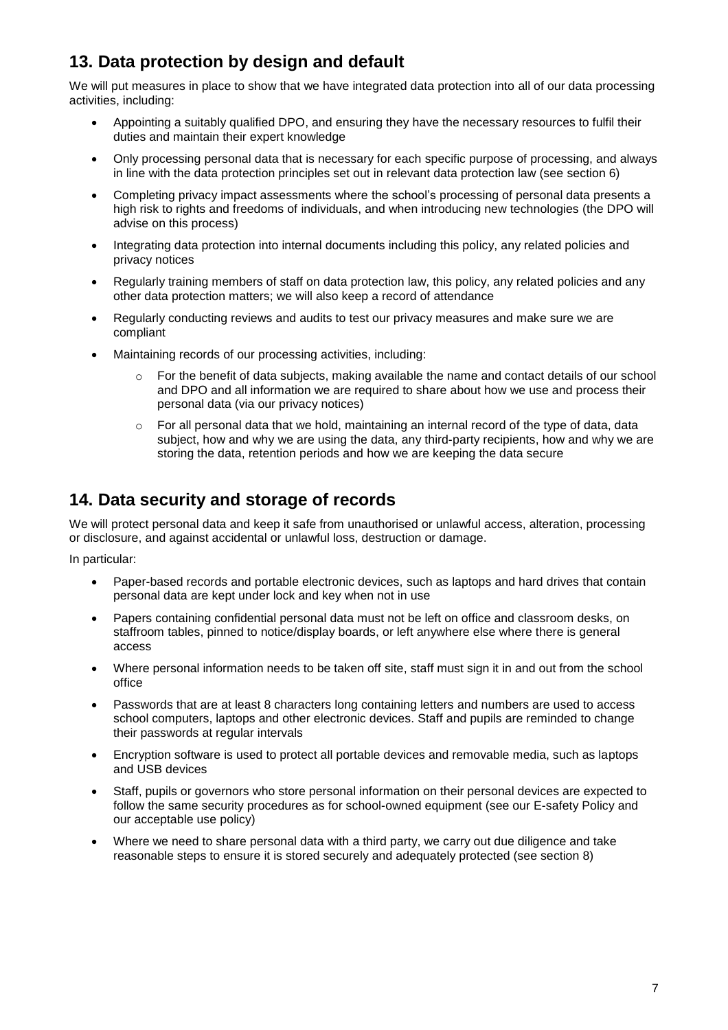## 13. Data protection by design and default

We will put measures in place to show that we have integrated data protection into all of our data processing activities, including:

- Appointing a suitably qualified DPO, and ensuring they have the necessary resources to fulfil their duties and maintain their expert knowledge
- Only processing personal data that is necessary for each specific purpose of processing, and always in line with the data protection principles set out in relevant data protection law (see section 6)
- Completing privacy impact assessments where the school's processing of personal data presents a high risk to rights and freedoms of individuals, and when introducing new technologies (the DPO will advise on this process)
- Integrating data protection into internal documents including this policy, any related policies and privacy notices
- Regularly training members of staff on data protection law, this policy, any related policies and any other data protection matters; we will also keep a record of attendance
- Regularly conducting reviews and audits to test our privacy measures and make sure we are compliant
- Maintaining records of our processing activities, including:
    - For the benefit of data subjects, making available the name and contact details of our school and DPO and all information we are required to share about how we use and process their personal data (via our privacy notices)
    - For all personal data that we hold, maintaining an internal record of the type of data, data subject, how and why we are using the data, any third-party recipients, how and why we are storing the data, retention periods and how we are keeping the data secure

## 14. Data security and storage of records

We will protect personal data and keep it safe from unauthorised or unlawful access, alteration, processing or disclosure, and against accidental or unlawful loss, destruction or damage.

In particular:

- Paper-based records and portable electronic devices, such as laptops and hard drives that contain personal data are kept under lock and key when not in use
- Papers containing confidential personal data must not be left on office and classroom desks, on staffroom tables, pinned to notice/display boards, or left anywhere else where there is general access
- Where personal information needs to be taken off site, staff must sign it in and out from the school office
- Passwords that are at least 8 characters long containing letters and numbers are used to access school computers, laptops and other electronic devices. Staff and pupils are reminded to change their passwords at regular intervals
- Encryption software is used to protect all portable devices and removable media, such as laptops and USB devices
- Staff, pupils or governors who store personal information on their personal devices are expected to follow the same security procedures as for school-owned equipment (see our E-safety Policy and our acceptable use policy)
- Where we need to share personal data with a third party, we carry out due diligence and take reasonable steps to ensure it is stored securely and adequately protected (see section 8)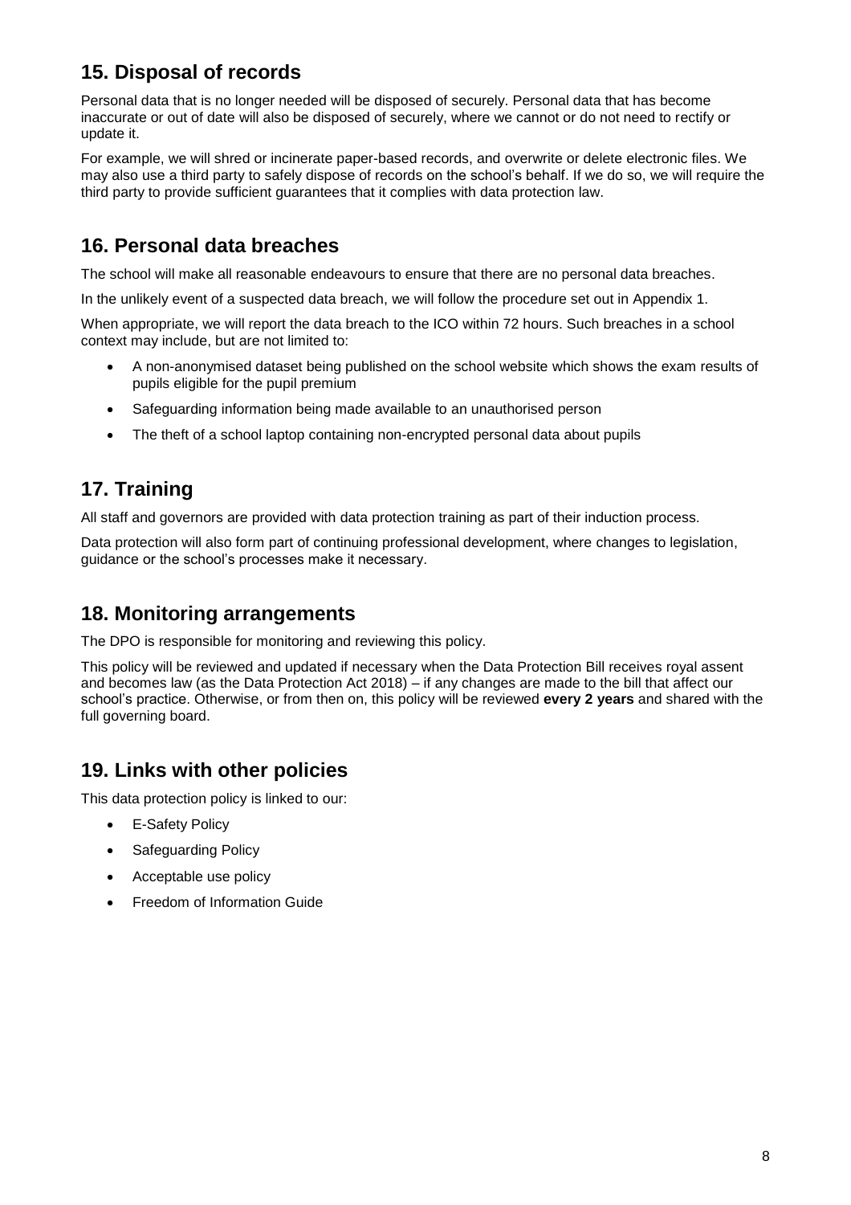## 15. Disposal of records

Personal data that is no longer needed will be disposed of securely. Personal data that has become inaccurate or out of date will also be disposed of securely, where we cannot or do not need to rectify or update it.

For example, we will shred or incinerate paper-based records, and overwrite or delete electronic files. We may also use a third party to safely dispose of records on the school's behalf. If we do so, we will require the third party to provide sufficient guarantees that it complies with data protection law.

## 16. Personal data breaches

The school will make all reasonable endeavours to ensure that there are no personal data breaches.

In the unlikely event of a suspected data breach, we will follow the procedure set out in Appendix 1.

When appropriate, we will report the data breach to the ICO within 72 hours. Such breaches in a school context may include, but are not limited to:

- A non-anonymised dataset being published on the school website which shows the exam results of pupils eligible for the pupil premium
- Safeguarding information being made available to an unauthorised person
- The theft of a school laptop containing non-encrypted personal data about pupils

## 17. Training

All staff and governors are provided with data protection training as part of their induction process.

Data protection will also form part of continuing professional development, where changes to legislation, guidance or the school's processes make it necessary.

## 18. Monitoring arrangements

The DPO is responsible for monitoring and reviewing this policy.

This policy will be reviewed and updated if necessary when the Data Protection Bill receives royal assent and becomes law (as the Data Protection Act 2018) – if any changes are made to the bill that affect our school's practice. Otherwise, or from then on, this policy will be reviewed **every 2 years** and shared with the full governing board.

## 19. Links with other policies

This data protection policy is linked to our:

- E-Safety Policy
- Safeguarding Policy
- Acceptable use policy
- Freedom of Information Guide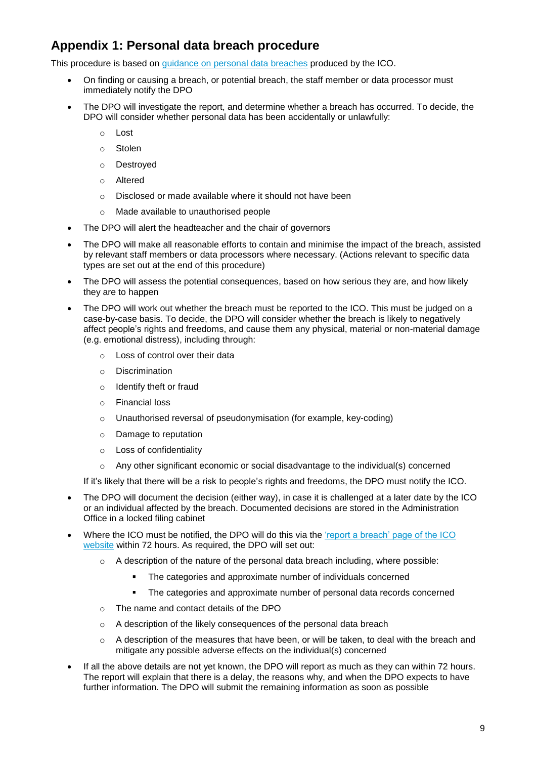## Appendix 1: Personal data breach procedure

This procedure is based on [guidance on personal data breaches]() produced by the ICO.

- On finding or causing a breach, or potential breach, the staff member or data processor must immediately notify the DPO
- The DPO will investigate the report, and determine whether a breach has occurred. To decide, the DPO will consider whether personal data has been accidentally or unlawfully:
  - Lost
  - Stolen
  - Destroyed
  - Altered
  - Disclosed or made available where it should not have been
  - Made available to unauthorised people
- The DPO will alert the headteacher and the chair of governors
- The DPO will make all reasonable efforts to contain and minimise the impact of the breach, assisted by relevant staff members or data processors where necessary. (Actions relevant to specific data types are set out at the end of this procedure)
- The DPO will assess the potential consequences, based on how serious they are, and how likely they are to happen
- The DPO will work out whether the breach must be reported to the ICO. This must be judged on a case-by-case basis. To decide, the DPO will consider whether the breach is likely to negatively affect people's rights and freedoms, and cause them any physical, material or non-material damage (e.g. emotional distress), including through:
  - Loss of control over their data
  - Discrimination
  - Identify theft or fraud
  - Financial loss
  - Unauthorised reversal of pseudonymisation (for example, key-coding)
  - Damage to reputation
  - Loss of confidentiality
  - Any other significant economic or social disadvantage to the individual(s) concerned

  If it's likely that there will be a risk to people's rights and freedoms, the DPO must notify the ICO.
- The DPO will document the decision (either way), in case it is challenged at a later date by the ICO or an individual affected by the breach. Documented decisions are stored in the Administration Office in a locked filing cabinet
- Where the ICO must be notified, the DPO will do this via the ['report a breach' page of the ICO website]() within 72 hours. As required, the DPO will set out:
  - A description of the nature of the personal data breach including, where possible:
    - The categories and approximate number of individuals concerned
    - The categories and approximate number of personal data records concerned
  - The name and contact details of the DPO
  - A description of the likely consequences of the personal data breach
  - A description of the measures that have been, or will be taken, to deal with the breach and mitigate any possible adverse effects on the individual(s) concerned
- If all the above details are not yet known, the DPO will report as much as they can within 72 hours. The report will explain that there is a delay, the reasons why, and when the DPO expects to have further information. The DPO will submit the remaining information as soon as possible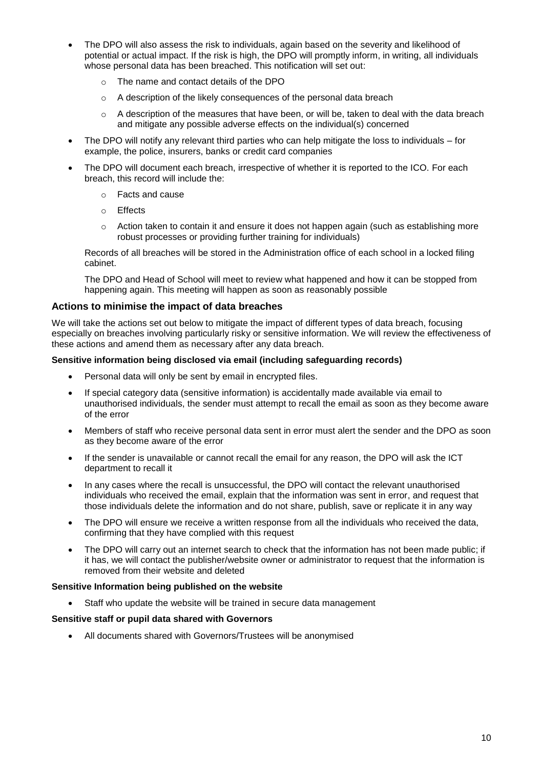- The DPO will also assess the risk to individuals, again based on the severity and likelihood of potential or actual impact. If the risk is high, the DPO will promptly inform, in writing, all individuals whose personal data has been breached. This notification will set out:
  - The name and contact details of the DPO
  - A description of the likely consequences of the personal data breach
  - A description of the measures that have been, or will be, taken to deal with the data breach and mitigate any possible adverse effects on the individual(s) concerned
- The DPO will notify any relevant third parties who can help mitigate the loss to individuals – for example, the police, insurers, banks or credit card companies
- The DPO will document each breach, irrespective of whether it is reported to the ICO. For each breach, this record will include the:
  - Facts and cause
  - Effects
  - Action taken to contain it and ensure it does not happen again (such as establishing more robust processes or providing further training for individuals)

  Records of all breaches will be stored in the Administration office of each school in a locked filing cabinet.

  The DPO and Head of School will meet to review what happened and how it can be stopped from happening again. This meeting will happen as soon as reasonably possible

### Actions to minimise the impact of data breaches

We will take the actions set out below to mitigate the impact of different types of data breach, focusing especially on breaches involving particularly risky or sensitive information. We will review the effectiveness of these actions and amend them as necessary after any data breach.

**Sensitive information being disclosed via email (including safeguarding records)**

- Personal data will only be sent by email in encrypted files.
- If special category data (sensitive information) is accidentally made available via email to unauthorised individuals, the sender must attempt to recall the email as soon as they become aware of the error
- Members of staff who receive personal data sent in error must alert the sender and the DPO as soon as they become aware of the error
- If the sender is unavailable or cannot recall the email for any reason, the DPO will ask the ICT department to recall it
- In any cases where the recall is unsuccessful, the DPO will contact the relevant unauthorised individuals who received the email, explain that the information was sent in error, and request that those individuals delete the information and do not share, publish, save or replicate it in any way
- The DPO will ensure we receive a written response from all the individuals who received the data, confirming that they have complied with this request
- The DPO will carry out an internet search to check that the information has not been made public; if it has, we will contact the publisher/website owner or administrator to request that the information is removed from their website and deleted

**Sensitive Information being published on the website**

- Staff who update the website will be trained in secure data management

**Sensitive staff or pupil data shared with Governors**

- All documents shared with Governors/Trustees will be anonymised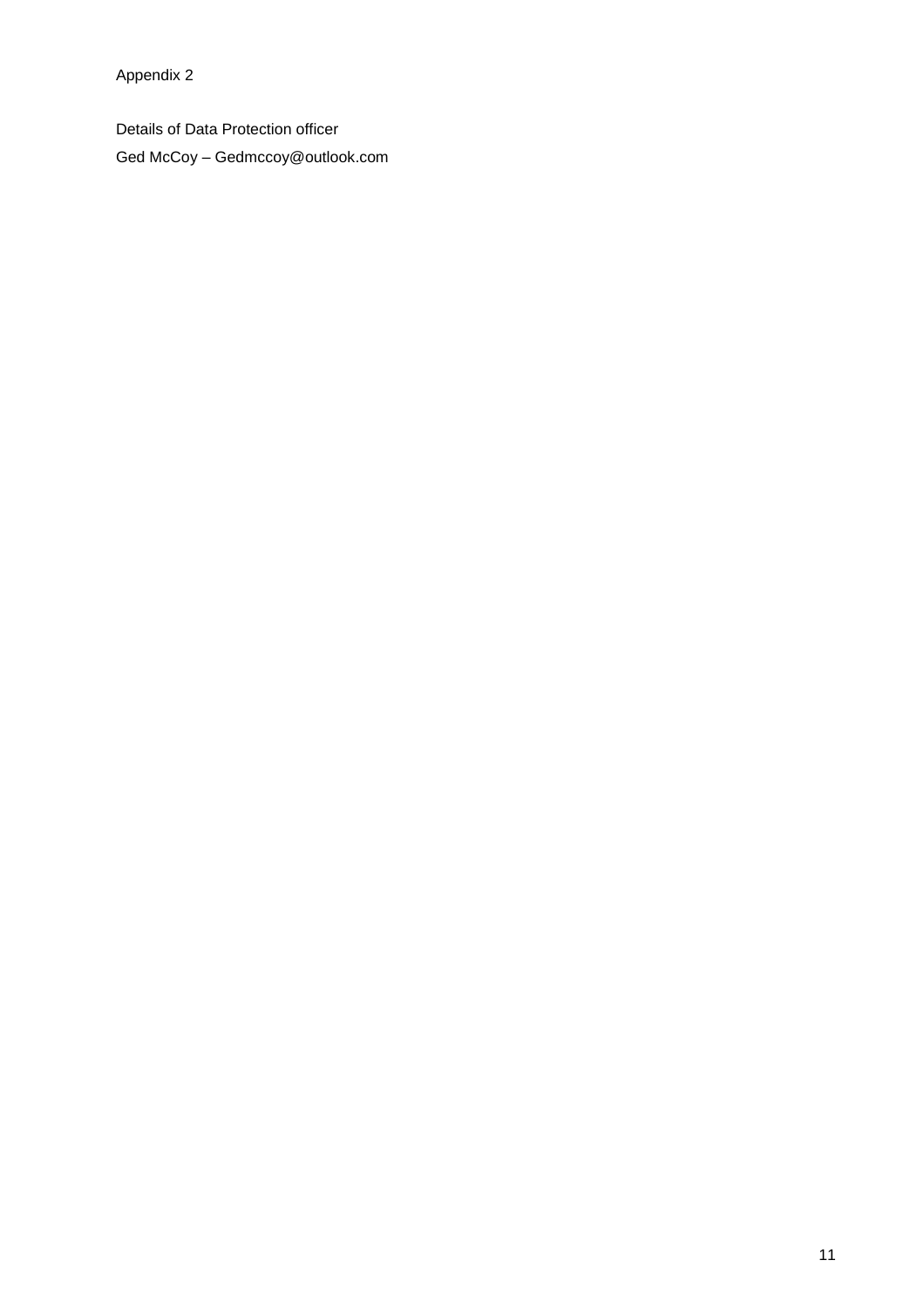Appendix 2

Details of Data Protection officer

Ged McCoy – Gedmccoy@outlook.com